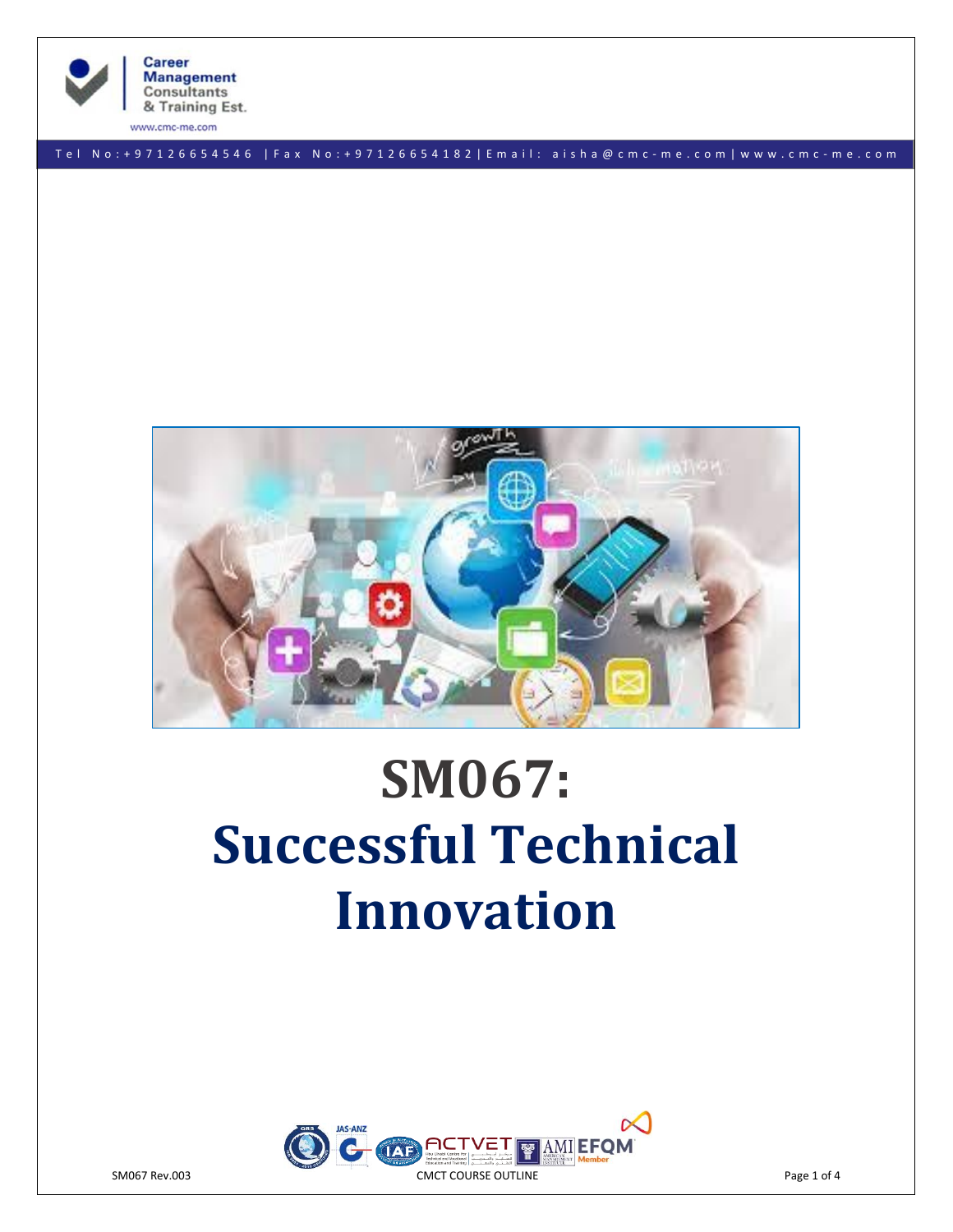# SM067: Successful Technical Innovation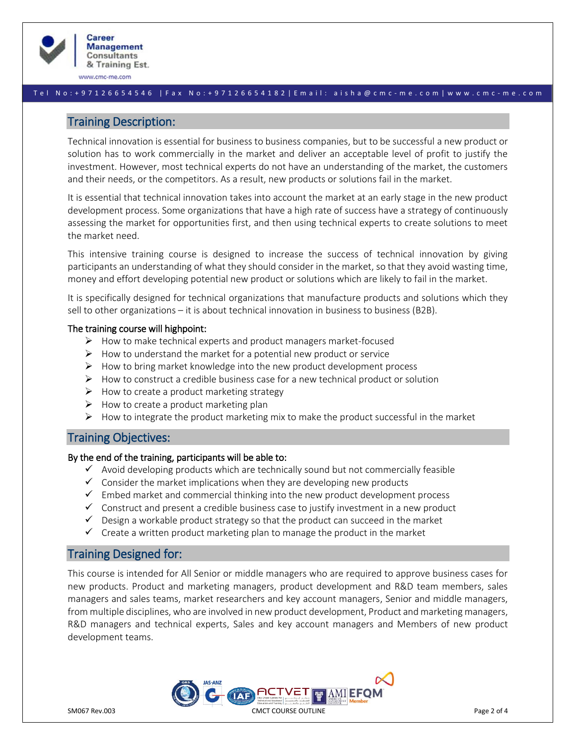## Training Description:

Technical innovation is essential for business to business companies, but to be successful a new product or solution has to work commercially in the market and deliver an acceptable level of profit to justify the investment. However, most technical experts do not have an understanding of the market, the customers and their needs, or the competitors. As a result, new products or solutions fail in the market.

It is essential that technical innovation takes into account the market at an early stage in the new product development process. Some organizations that have a high rate of success have a strategy of continuously assessing the market for opportunities first, and then using technical experts to create solutions to meet the market need.

This intensive training course is designed to increase the success of technical innovation by giving participants an understanding of what they should consider in the market, so that they avoid wasting time, money and effort developing potential new product or solutions which are likely to fail in the market.

It is specifically designed for technical organizations that manufacture products and solutions which they sell to other organizations – it is about technical innovation in business to business (B2B).

**The training course will highpoint:**

- How to make technical experts and product managers market-focused
- How to understand the market for a potential new product or service
- How to bring market knowledge into the new product development process
- How to construct a credible business case for a new technical product or solution
- How to create a product marketing strategy
- How to create a product marketing plan
- How to integrate the product marketing mix to make the product successful in the market

## Training Objectives:

**By the end of the training, participants will be able to:**

- Avoid developing products which are technically sound but not commercially feasible
- Consider the market implications when they are developing new products
- Embed market and commercial thinking into the new product development process
- Construct and present a credible business case to justify investment in a new product
- Design a workable product strategy so that the product can succeed in the market
- Create a written product marketing plan to manage the product in the market

## Training Designed for:

This course is intended for All Senior or middle managers who are required to approve business cases for new products. Product and marketing managers, product development and R&D team members, sales managers and sales teams, market researchers and key account managers, Senior and middle managers, from multiple disciplines, who are involved in new product development, Product and marketing managers, R&D managers and technical experts, Sales and key account managers and Members of new product development teams.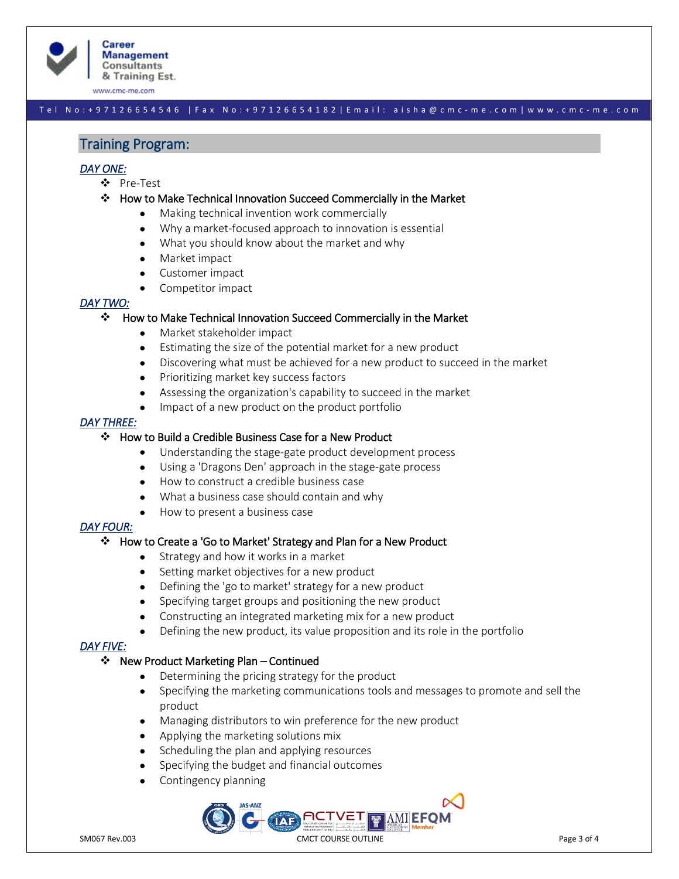## Training Program:

*DAY ONE:*

- Pre-Test
- How to Make Technical Innovation Succeed Commercially in the Market
  - Making technical invention work commercially
  - Why a market-focused approach to innovation is essential
  - What you should know about the market and why
  - Market impact
  - Customer impact
  - Competitor impact

*DAY TWO:*

- How to Make Technical Innovation Succeed Commercially in the Market
  - Market stakeholder impact
  - Estimating the size of the potential market for a new product
  - Discovering what must be achieved for a new product to succeed in the market
  - Prioritizing market key success factors
  - Assessing the organization's capability to succeed in the market
  - Impact of a new product on the product portfolio

*DAY THREE:*

- How to Build a Credible Business Case for a New Product
  - Understanding the stage-gate product development process
  - Using a 'Dragons Den' approach in the stage-gate process
  - How to construct a credible business case
  - What a business case should contain and why
  - How to present a business case

*DAY FOUR:*

- How to Create a 'Go to Market' Strategy and Plan for a New Product
  - Strategy and how it works in a market
  - Setting market objectives for a new product
  - Defining the 'go to market' strategy for a new product
  - Specifying target groups and positioning the new product
  - Constructing an integrated marketing mix for a new product
  - Defining the new product, its value proposition and its role in the portfolio

*DAY FIVE:*

- New Product Marketing Plan – Continued
  - Determining the pricing strategy for the product
  - Specifying the marketing communications tools and messages to promote and sell the product
  - Managing distributors to win preference for the new product
  - Applying the marketing solutions mix
  - Scheduling the plan and applying resources
  - Specifying the budget and financial outcomes
  - Contingency planning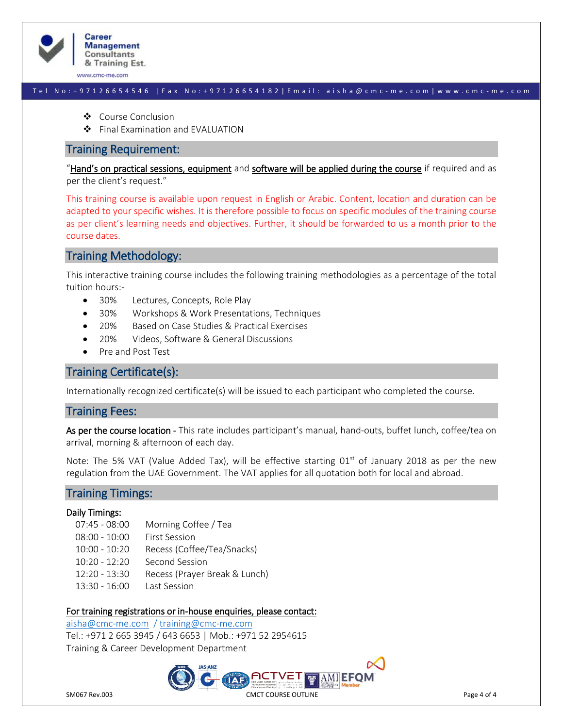- Course Conclusion
- Final Examination and EVALUATION

## Training Requirement:

"Hand's on practical sessions, equipment and software will be applied during the course if required and as per the client's request."

This training course is available upon request in English or Arabic. Content, location and duration can be adapted to your specific wishes. It is therefore possible to focus on specific modules of the training course as per client's learning needs and objectives. Further, it should be forwarded to us a month prior to the course dates.

## Training Methodology:

This interactive training course includes the following training methodologies as a percentage of the total tuition hours:-

- 30% Lectures, Concepts, Role Play
- 30% Workshops & Work Presentations, Techniques
- 20% Based on Case Studies & Practical Exercises
- 20% Videos, Software & General Discussions
- Pre and Post Test

## Training Certificate(s):

Internationally recognized certificate(s) will be issued to each participant who completed the course.

## Training Fees:

As per the course location - This rate includes participant's manual, hand-outs, buffet lunch, coffee/tea on arrival, morning & afternoon of each day.

Note: The 5% VAT (Value Added Tax), will be effective starting 01st of January 2018 as per the new regulation from the UAE Government. The VAT applies for all quotation both for local and abroad.

## Training Timings:

**Daily Timings:**

| | |
|---|---|
| 07:45 - 08:00 | Morning Coffee / Tea |
| 08:00 - 10:00 | First Session |
| 10:00 - 10:20 | Recess (Coffee/Tea/Snacks) |
| 10:20 - 12:20 | Second Session |
| 12:20 - 13:30 | Recess (Prayer Break & Lunch) |
| 13:30 - 16:00 | Last Session |

**For training registrations or in-house enquiries, please contact:**

aisha@cmc-me.com / training@cmc-me.com

Tel.: +971 2 665 3945 / 643 6653 | Mob.: +971 52 2954615

Training & Career Development Department

SM067 Rev.003 CMCT COURSE OUTLINE